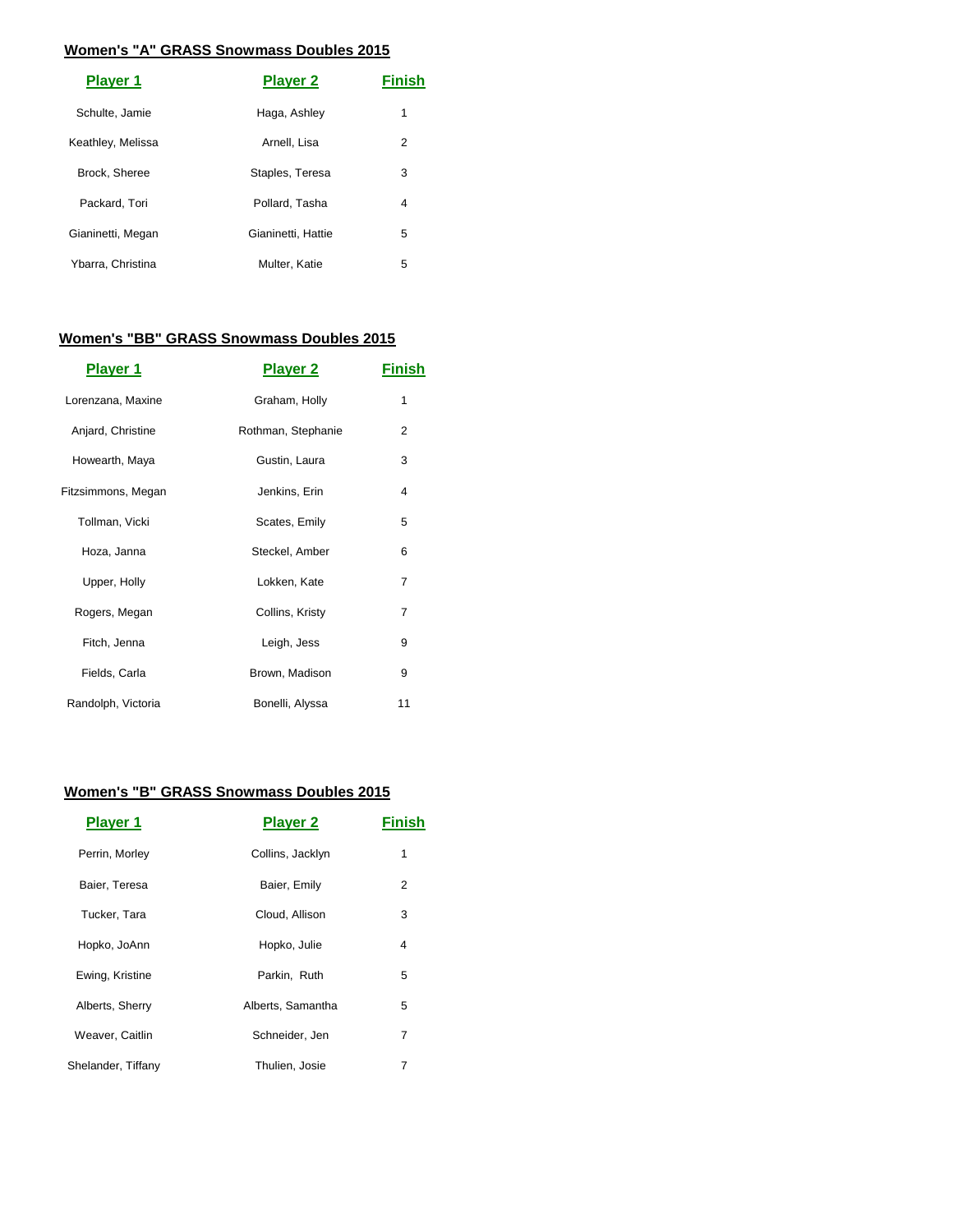## Women's "A" GRASS Snowmass Doubles 2015

| Player 1 | Player 2 | Finish |
|---|---|---|
| Schulte, Jamie | Haga, Ashley | 1 |
| Keathley, Melissa | Arnell, Lisa | 2 |
| Brock, Sheree | Staples, Teresa | 3 |
| Packard, Tori | Pollard, Tasha | 4 |
| Gianinetti, Megan | Gianinetti, Hattie | 5 |
| Ybarra, Christina | Multer, Katie | 5 |

## Women's "BB" GRASS Snowmass Doubles 2015

| Player 1 | Player 2 | Finish |
|---|---|---|
| Lorenzana, Maxine | Graham, Holly | 1 |
| Anjard, Christine | Rothman, Stephanie | 2 |
| Howearth, Maya | Gustin, Laura | 3 |
| Fitzsimmons, Megan | Jenkins, Erin | 4 |
| Tollman, Vicki | Scates, Emily | 5 |
| Hoza, Janna | Steckel, Amber | 6 |
| Upper, Holly | Lokken, Kate | 7 |
| Rogers, Megan | Collins, Kristy | 7 |
| Fitch, Jenna | Leigh, Jess | 9 |
| Fields, Carla | Brown, Madison | 9 |
| Randolph, Victoria | Bonelli, Alyssa | 11 |

## Women's "B" GRASS Snowmass Doubles 2015

| Player 1 | Player 2 | Finish |
|---|---|---|
| Perrin, Morley | Collins, Jacklyn | 1 |
| Baier, Teresa | Baier, Emily | 2 |
| Tucker, Tara | Cloud, Allison | 3 |
| Hopko, JoAnn | Hopko, Julie | 4 |
| Ewing, Kristine | Parkin, Ruth | 5 |
| Alberts, Sherry | Alberts, Samantha | 5 |
| Weaver, Caitlin | Schneider, Jen | 7 |
| Shelander, Tiffany | Thulien, Josie | 7 |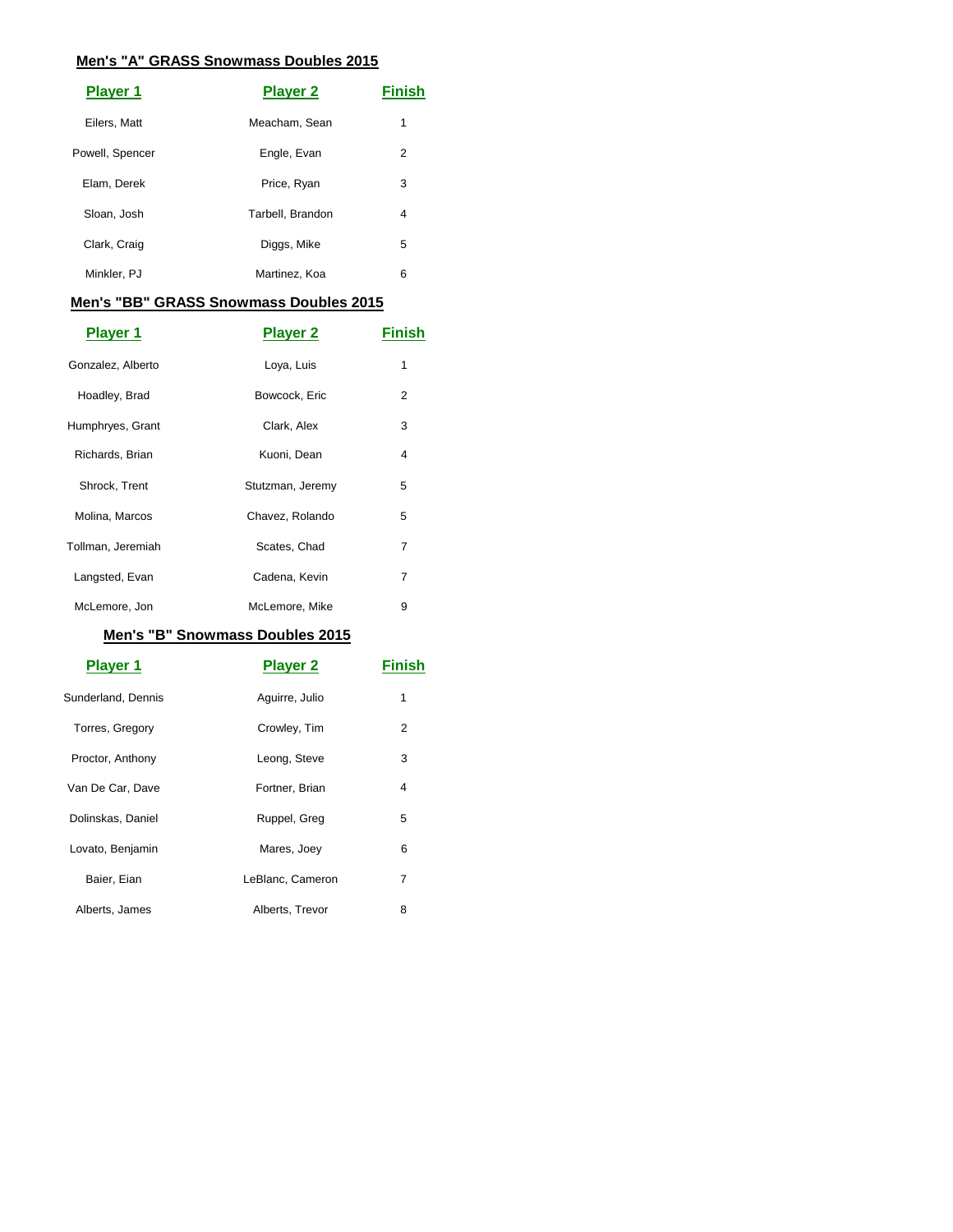## Men's "A" GRASS Snowmass Doubles 2015

| Player 1 | Player 2 | Finish |
|---|---|---|
| Eilers, Matt | Meacham, Sean | 1 |
| Powell, Spencer | Engle, Evan | 2 |
| Elam, Derek | Price, Ryan | 3 |
| Sloan, Josh | Tarbell, Brandon | 4 |
| Clark, Craig | Diggs, Mike | 5 |
| Minkler, PJ | Martinez, Koa | 6 |

## Men's "BB" GRASS Snowmass Doubles 2015

| Player 1 | Player 2 | Finish |
|---|---|---|
| Gonzalez, Alberto | Loya, Luis | 1 |
| Hoadley, Brad | Bowcock, Eric | 2 |
| Humphryes, Grant | Clark, Alex | 3 |
| Richards, Brian | Kuoni, Dean | 4 |
| Shrock, Trent | Stutzman, Jeremy | 5 |
| Molina, Marcos | Chavez, Rolando | 5 |
| Tollman, Jeremiah | Scates, Chad | 7 |
| Langsted, Evan | Cadena, Kevin | 7 |
| McLemore, Jon | McLemore, Mike | 9 |

## Men's "B" Snowmass Doubles 2015

| Player 1 | Player 2 | Finish |
|---|---|---|
| Sunderland, Dennis | Aguirre, Julio | 1 |
| Torres, Gregory | Crowley, Tim | 2 |
| Proctor, Anthony | Leong, Steve | 3 |
| Van De Car, Dave | Fortner, Brian | 4 |
| Dolinskas, Daniel | Ruppel, Greg | 5 |
| Lovato, Benjamin | Mares, Joey | 6 |
| Baier, Eian | LeBlanc, Cameron | 7 |
| Alberts, James | Alberts, Trevor | 8 |